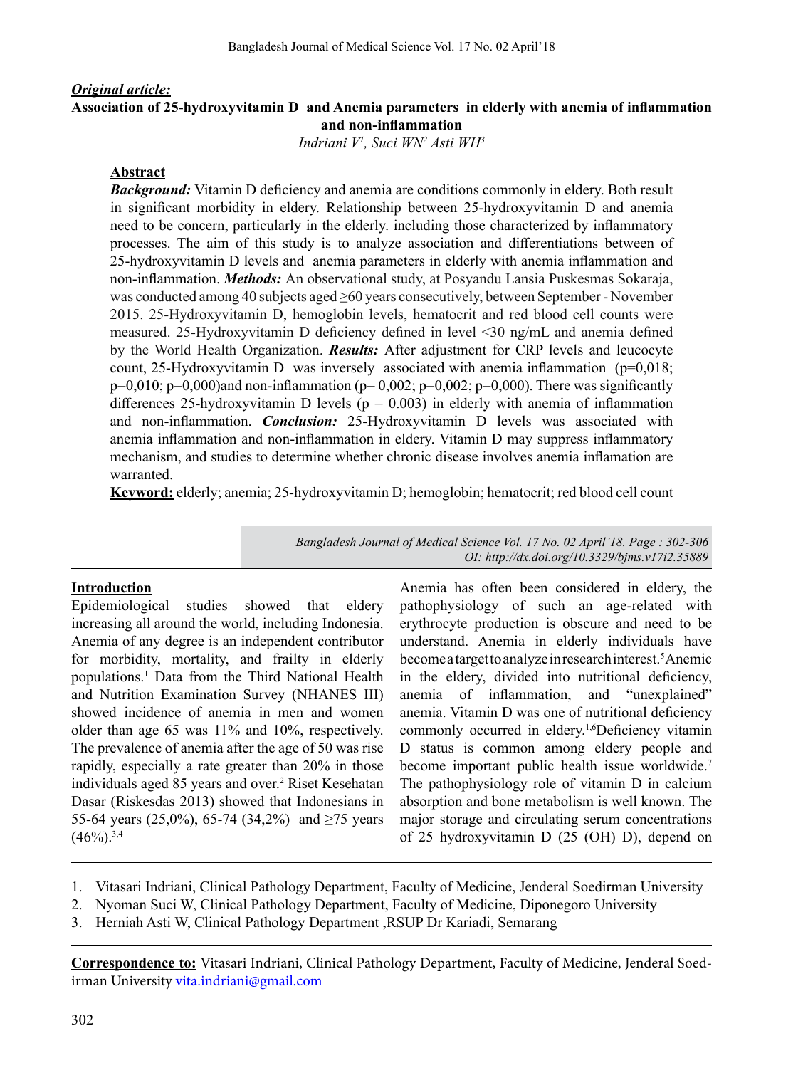*Original article:*

# Association of 25-hydroxyvitamin D and Anemia parameters in elderly with anemia of inflammation and non-inflammation

*Indriani V[1], Suci WN[2] Asti WH[3]*

## Abstract

***Background:*** Vitamin D deficiency and anemia are conditions commonly in eldery. Both result in significant morbidity in eldery. Relationship between 25-hydroxyvitamin D and anemia need to be concern, particularly in the elderly. including those characterized by inflammatory processes. The aim of this study is to analyze association and differentiations between of 25-hydroxyvitamin D levels and anemia parameters in elderly with anemia inflammation and non-inflammation. ***Methods:*** An observational study, at Posyandu Lansia Puskesmas Sokaraja, was conducted among 40 subjects aged ≥60 years consecutively, between September - November 2015. 25-Hydroxyvitamin D, hemoglobin levels, hematocrit and red blood cell counts were measured. 25-Hydroxyvitamin D deficiency defined in level <30 ng/mL and anemia defined by the World Health Organization. ***Results:*** After adjustment for CRP levels and leucocyte count, 25-Hydroxyvitamin D was inversely associated with anemia inflammation (p=0,018; p=0,010; p=0,000)and non-inflammation (p= 0,002; p=0,002; p=0,000). There was significantly differences 25-hydroxyvitamin D levels (p = 0.003) in elderly with anemia of inflammation and non-inflammation. ***Conclusion:*** 25-Hydroxyvitamin D levels was associated with anemia inflammation and non-inflammation in eldery. Vitamin D may suppress inflammatory mechanism, and studies to determine whether chronic disease involves anemia inflamation are warranted.

**Keyword:** elderly; anemia; 25-hydroxyvitamin D; hemoglobin; hematocrit; red blood cell count

*OI: http://dx.doi.org/10.3329/bjms.v17i2.35889*

## Introduction

Epidemiological studies showed that eldery increasing all around the world, including Indonesia. Anemia of any degree is an independent contributor for morbidity, mortality, and frailty in elderly populations.[1] Data from the Third National Health and Nutrition Examination Survey (NHANES III) showed incidence of anemia in men and women older than age 65 was 11% and 10%, respectively. The prevalence of anemia after the age of 50 was rise rapidly, especially a rate greater than 20% in those individuals aged 85 years and over.[2] Riset Kesehatan Dasar (Riskesdas 2013) showed that Indonesians in 55-64 years (25,0%), 65-74 (34,2%) and ≥75 years (46%).[3,4]

Anemia has often been considered in eldery, the pathophysiology of such an age-related with erythrocyte production is obscure and need to be understand. Anemia in elderly individuals have become a target to analyze in research interest.[5] Anemic in the eldery, divided into nutritional deficiency, anemia of inflammation, and "unexplained" anemia. Vitamin D was one of nutritional deficiency commonly occurred in eldery.[1,6] Deficiency vitamin D status is common among eldery people and become important public health issue worldwide.[7] The pathophysiology role of vitamin D in calcium absorption and bone metabolism is well known. The major storage and circulating serum concentrations of 25 hydroxyvitamin D (25 (OH) D), depend on

1. Vitasari Indriani, Clinical Pathology Department, Faculty of Medicine, Jenderal Soedirman University
2. Nyoman Suci W, Clinical Pathology Department, Faculty of Medicine, Diponegoro University
3. Herniah Asti W, Clinical Pathology Department ,RSUP Dr Kariadi, Semarang

**Correspondence to:** Vitasari Indriani, Clinical Pathology Department, Faculty of Medicine, Jenderal Soedirman University vita.indriani@gmail.com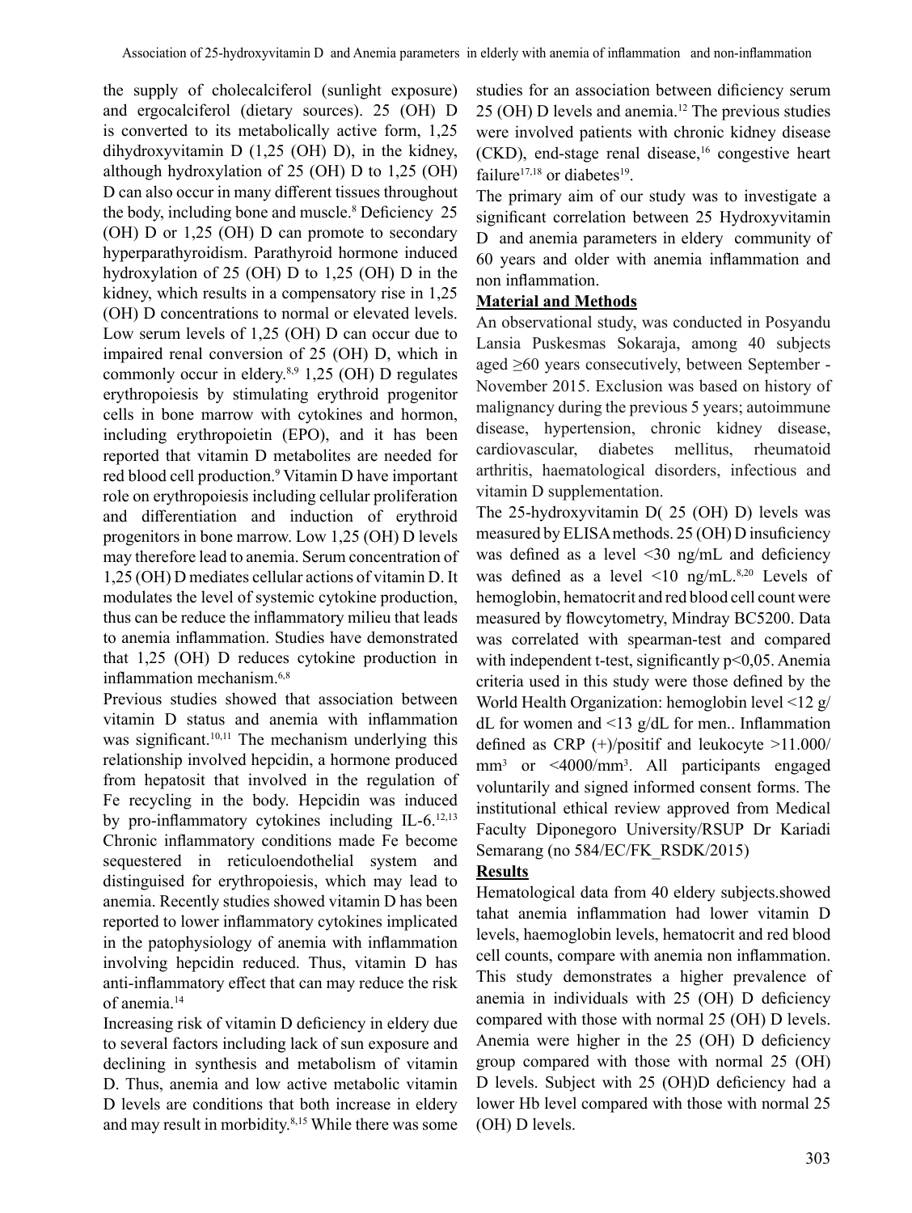the supply of cholecalciferol (sunlight exposure) and ergocalciferol (dietary sources). 25 (OH) D is converted to its metabolically active form, 1,25 dihydroxyvitamin D (1,25 (OH) D), in the kidney, although hydroxylation of 25 (OH) D to 1,25 (OH) D can also occur in many different tissues throughout the body, including bone and muscle.[8] Deficiency 25 (OH) D or 1,25 (OH) D can promote to secondary hyperparathyroidism. Parathyroid hormone induced hydroxylation of 25 (OH) D to 1,25 (OH) D in the kidney, which results in a compensatory rise in 1,25 (OH) D concentrations to normal or elevated levels. Low serum levels of 1,25 (OH) D can occur due to impaired renal conversion of 25 (OH) D, which in commonly occur in eldery.[8,9] 1,25 (OH) D regulates erythropoiesis by stimulating erythroid progenitor cells in bone marrow with cytokines and hormon, including erythropoietin (EPO), and it has been reported that vitamin D metabolites are needed for red blood cell production.[9] Vitamin D have important role on erythropoiesis including cellular proliferation and differentiation and induction of erythroid progenitors in bone marrow. Low 1,25 (OH) D levels may therefore lead to anemia. Serum concentration of 1,25 (OH) D mediates cellular actions of vitamin D. It modulates the level of systemic cytokine production, thus can be reduce the inflammatory milieu that leads to anemia inflammation. Studies have demonstrated that 1,25 (OH) D reduces cytokine production in inflammation mechanism.[6,8]

Previous studies showed that association between vitamin D status and anemia with inflammation was significant.[10,11] The mechanism underlying this relationship involved hepcidin, a hormone produced from hepatosit that involved in the regulation of Fe recycling in the body. Hepcidin was induced by pro-inflammatory cytokines including IL-6.[12,13] Chronic inflammatory conditions made Fe become sequestered in reticuloendothelial system and distinguised for erythropoiesis, which may lead to anemia. Recently studies showed vitamin D has been reported to lower inflammatory cytokines implicated in the patophysiology of anemia with inflammation involving hepcidin reduced. Thus, vitamin D has anti-inflammatory effect that can may reduce the risk of anemia.[14]

Increasing risk of vitamin D deficiency in eldery due to several factors including lack of sun exposure and declining in synthesis and metabolism of vitamin D. Thus, anemia and low active metabolic vitamin D levels are conditions that both increase in eldery and may result in morbidity.[8,15] While there was some studies for an association between dificiency serum 25 (OH) D levels and anemia.[12] The previous studies were involved patients with chronic kidney disease (CKD), end-stage renal disease,[16] congestive heart failure[17,18] or diabetes[19].

The primary aim of our study was to investigate a significant correlation between 25 Hydroxyvitamin D and anemia parameters in eldery community of 60 years and older with anemia inflammation and non inflammation.

## Material and Methods

An observational study, was conducted in Posyandu Lansia Puskesmas Sokaraja, among 40 subjects aged ≥60 years consecutively, between September - November 2015. Exclusion was based on history of malignancy during the previous 5 years; autoimmune disease, hypertension, chronic kidney disease, cardiovascular, diabetes mellitus, rheumatoid arthritis, haematological disorders, infectious and vitamin D supplementation.

The 25-hydroxyvitamin D( 25 (OH) D) levels was measured by ELISA methods. 25 (OH) D insuficiency was defined as a level <30 ng/mL and deficiency was defined as a level <10 ng/mL.[8,20] Levels of hemoglobin, hematocrit and red blood cell count were measured by flowcytometry, Mindray BC5200. Data was correlated with spearman-test and compared with independent t-test, significantly p<0,05. Anemia criteria used in this study were those defined by the World Health Organization: hemoglobin level <12 g/dL for women and <13 g/dL for men.. Inflammation defined as CRP (+)/positif and leukocyte >11.000/mm$^3$ or <4000/mm$^3$. All participants engaged voluntarily and signed informed consent forms. The institutional ethical review approved from Medical Faculty Diponegoro University/RSUP Dr Kariadi Semarang (no 584/EC/FK_RSDK/2015)

## Results

Hematological data from 40 eldery subjects.showed tahat anemia inflammation had lower vitamin D levels, haemoglobin levels, hematocrit and red blood cell counts, compare with anemia non inflammation. This study demonstrates a higher prevalence of anemia in individuals with 25 (OH) D deficiency compared with those with normal 25 (OH) D levels. Anemia were higher in the 25 (OH) D deficiency group compared with those with normal 25 (OH) D levels. Subject with 25 (OH)D deficiency had a lower Hb level compared with those with normal 25 (OH) D levels.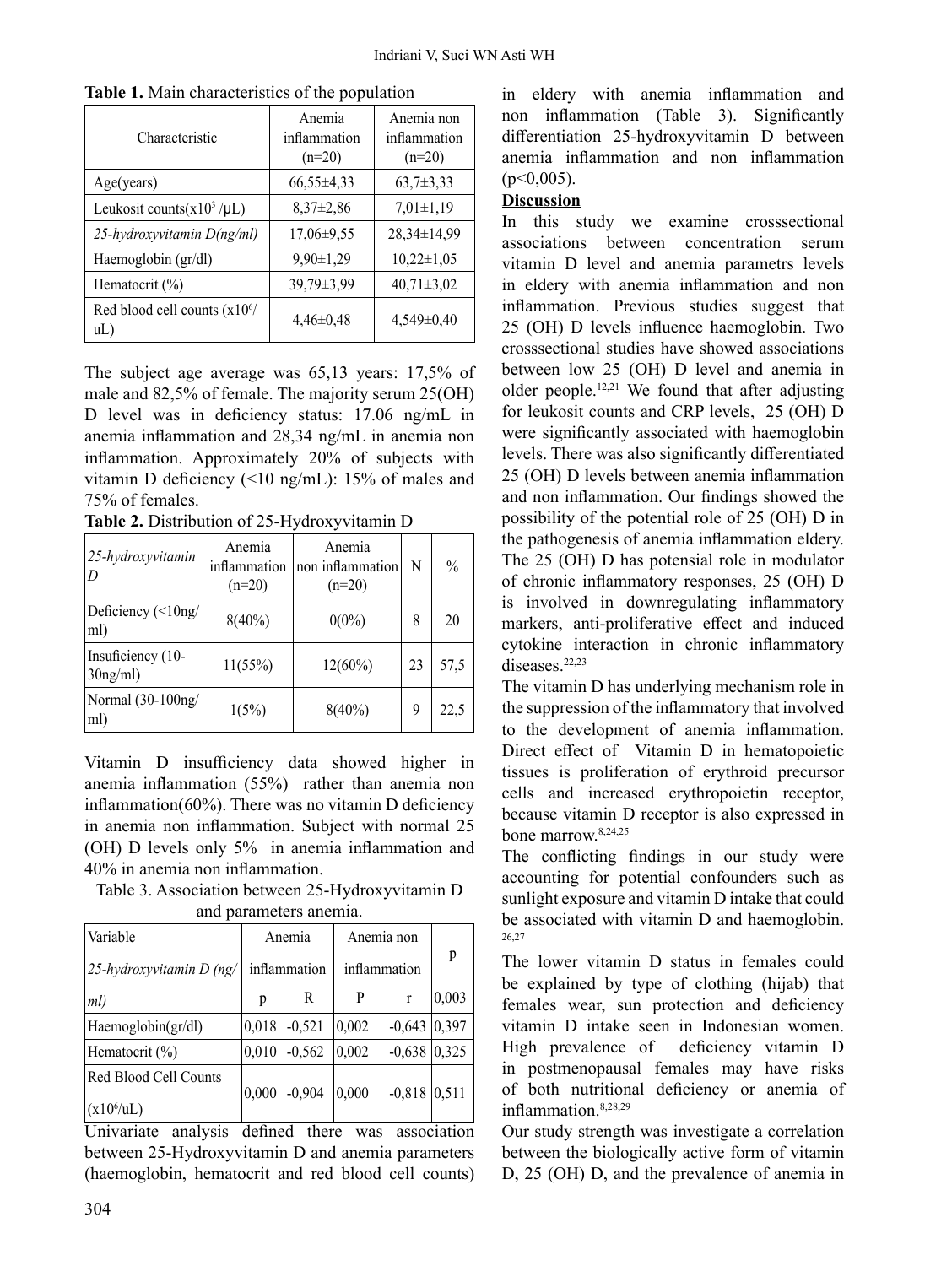**Table 1.** Main characteristics of the population

| Characteristic | Anemia inflammation (n=20) | Anemia non inflammation (n=20) |
|---|---|---|
| Age(years) | 66,55±4,33 | 63,7±3,33 |
| Leukosit counts($x10^3$ /μL) | 8,37±2,86 | 7,01±1,19 |
| *25-hydroxyvitamin D(ng/ml)* | 17,06±9,55 | 28,34±14,99 |
| Haemoglobin (gr/dl) | 9,90±1,29 | 10,22±1,05 |
| Hematocrit (%) | 39,79±3,99 | 40,71±3,02 |
| Red blood cell counts ($x10^6$/uL) | 4,46±0,48 | 4,549±0,40 |

The subject age average was 65,13 years: 17,5% of male and 82,5% of female. The majority serum 25(OH) D level was in deficiency status: 17.06 ng/mL in anemia inflammation and 28,34 ng/mL in anemia non inflammation. Approximately 20% of subjects with vitamin D deficiency (<10 ng/mL): 15% of males and 75% of females.

**Table 2.** Distribution of 25-Hydroxyvitamin D

| *25-hydroxyvitamin D* | Anemia inflammation (n=20) | Anemia non inflammation (n=20) | N | % |
|---|---|---|---|---|
| Deficiency (<10ng/ml) | 8(40%) | 0(0%) | 8 | 20 |
| Insuficiency (10-30ng/ml) | 11(55%) | 12(60%) | 23 | 57,5 |
| Normal (30-100ng/ml) | 1(5%) | 8(40%) | 9 | 22,5 |

Vitamin D insufficiency data showed higher in anemia inflammation (55%) rather than anemia non inflammation(60%). There was no vitamin D deficiency in anemia non inflammation. Subject with normal 25 (OH) D levels only 5% in anemia inflammation and 40% in anemia non inflammation.

Table 3. Association between 25-Hydroxyvitamin D and parameters anemia.

| Variable *25-hydroxyvitamin D (ng/ml)* | Anemia inflammation | | Anemia non inflammation | | p |
|---|---|---|---|---|---|
| | p | R | P | r | 0,003 |
| Haemoglobin(gr/dl) | 0,018 | -0,521 | 0,002 | -0,643 | 0,397 |
| Hematocrit (%) | 0,010 | -0,562 | 0,002 | -0,638 | 0,325 |
| Red Blood Cell Counts ($x10^6$/uL) | 0,000 | -0,904 | 0,000 | -0,818 | 0,511 |

Univariate analysis defined there was association between 25-Hydroxyvitamin D and anemia parameters (haemoglobin, hematocrit and red blood cell counts) in eldery with anemia inflammation and non inflammation (Table 3). Significantly differentiation 25-hydroxyvitamin D between anemia inflammation and non inflammation (p<0,005).

## Discussion

In this study we examine crosssectional associations between concentration serum vitamin D level and anemia parametrs levels in eldery with anemia inflammation and non inflammation. Previous studies suggest that 25 (OH) D levels influence haemoglobin. Two crosssectional studies have showed associations between low 25 (OH) D level and anemia in older people.[12,21] We found that after adjusting for leukosit counts and CRP levels, 25 (OH) D were significantly associated with haemoglobin levels. There was also significantly differentiated 25 (OH) D levels between anemia inflammation and non inflammation. Our findings showed the possibility of the potential role of 25 (OH) D in the pathogenesis of anemia inflammation eldery. The 25 (OH) D has potensial role in modulator of chronic inflammatory responses, 25 (OH) D is involved in downregulating inflammatory markers, anti-proliferative effect and induced cytokine interaction in chronic inflammatory diseases.[22,23]

The vitamin D has underlying mechanism role in the suppression of the inflammatory that involved to the development of anemia inflammation. Direct effect of Vitamin D in hematopoietic tissues is proliferation of erythroid precursor cells and increased erythropoietin receptor, because vitamin D receptor is also expressed in bone marrow.[8,24,25]

The conflicting findings in our study were accounting for potential confounders such as sunlight exposure and vitamin D intake that could be associated with vitamin D and haemoglobin.[26,27]

The lower vitamin D status in females could be explained by type of clothing (hijab) that females wear, sun protection and deficiency vitamin D intake seen in Indonesian women. High prevalence of deficiency vitamin D in postmenopausal females may have risks of both nutritional deficiency or anemia of inflammation.[8,28,29]

Our study strength was investigate a correlation between the biologically active form of vitamin D, 25 (OH) D, and the prevalence of anemia in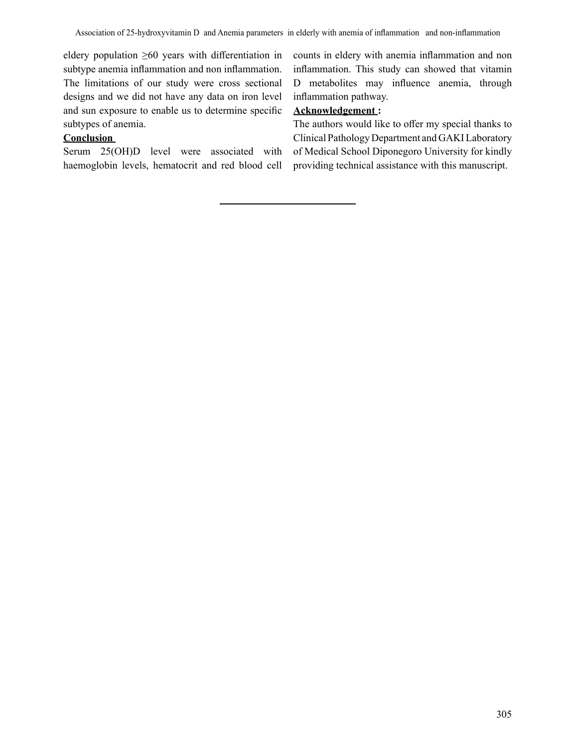eldery population ≥60 years with differentiation in subtype anemia inflammation and non inflammation. The limitations of our study were cross sectional designs and we did not have any data on iron level and sun exposure to enable us to determine specific subtypes of anemia.

**Conclusion**

Serum 25(OH)D level were associated with haemoglobin levels, hematocrit and red blood cell counts in eldery with anemia inflammation and non inflammation. This study can showed that vitamin D metabolites may influence anemia, through inflammation pathway.

**Acknowledgement :**

The authors would like to offer my special thanks to Clinical Pathology Department and GAKI Laboratory of Medical School Diponegoro University for kindly providing technical assistance with this manuscript.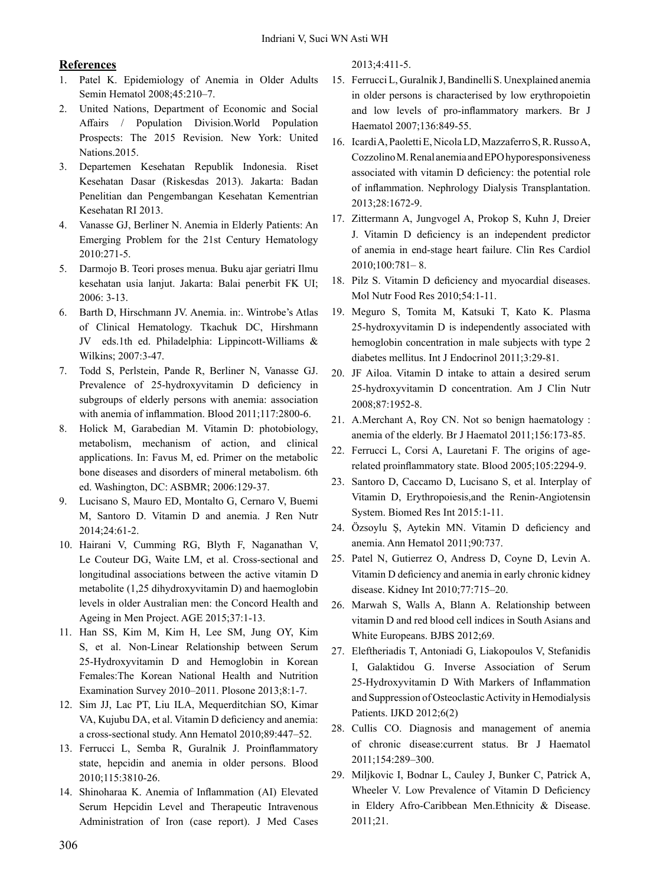## References

1. Patel K. Epidemiology of Anemia in Older Adults Semin Hematol 2008;45:210–7.
2. United Nations, Department of Economic and Social Affairs / Population Division.World Population Prospects: The 2015 Revision. New York: United Nations.2015.
3. Departemen Kesehatan Republik Indonesia. Riset Kesehatan Dasar (Riskesdas 2013). Jakarta: Badan Penelitian dan Pengembangan Kesehatan Kementrian Kesehatan RI 2013.
4. Vanasse GJ, Berliner N. Anemia in Elderly Patients: An Emerging Problem for the 21st Century Hematology 2010:271-5.
5. Darmojo B. Teori proses menua. Buku ajar geriatri Ilmu kesehatan usia lanjut. Jakarta: Balai penerbit FK UI; 2006: 3-13.
6. Barth D, Hirschmann JV. Anemia. in:. Wintrobe's Atlas of Clinical Hematology. Tkachuk DC, Hirshmann JV eds.1th ed. Philadelphia: Lippincott-Williams & Wilkins; 2007:3-47.
7. Todd S, Perlstein, Pande R, Berliner N, Vanasse GJ. Prevalence of 25-hydroxyvitamin D deficiency in subgroups of elderly persons with anemia: association with anemia of inflammation. Blood 2011;117:2800-6.
8. Holick M, Garabedian M. Vitamin D: photobiology, metabolism, mechanism of action, and clinical applications. In: Favus M, ed. Primer on the metabolic bone diseases and disorders of mineral metabolism. 6th ed. Washington, DC: ASBMR; 2006:129-37.
9. Lucisano S, Mauro ED, Montalto G, Cernaro V, Buemi M, Santoro D. Vitamin D and anemia. J Ren Nutr 2014;24:61-2.
10. Hairani V, Cumming RG, Blyth F, Naganathan V, Le Couteur DG, Waite LM, et al. Cross-sectional and longitudinal associations between the active vitamin D metabolite (1,25 dihydroxyvitamin D) and haemoglobin levels in older Australian men: the Concord Health and Ageing in Men Project. AGE 2015;37:1-13.
11. Han SS, Kim M, Kim H, Lee SM, Jung OY, Kim S, et al. Non-Linear Relationship between Serum 25-Hydroxyvitamin D and Hemoglobin in Korean Females:The Korean National Health and Nutrition Examination Survey 2010–2011. Plosone 2013;8:1-7.
12. Sim JJ, Lac PT, Liu ILA, Mequerditchian SO, Kimar VA, Kujubu DA, et al. Vitamin D deficiency and anemia: a cross-sectional study. Ann Hematol 2010;89:447–52.
13. Ferrucci L, Semba R, Guralnik J. Proinflammatory state, hepcidin and anemia in older persons. Blood 2010;115:3810-26.
14. Shinoharaa K. Anemia of Inflammation (AI) Elevated Serum Hepcidin Level and Therapeutic Intravenous Administration of Iron (case report). J Med Cases 2013;4:411-5.
15. Ferrucci L, Guralnik J, Bandinelli S. Unexplained anemia in older persons is characterised by low erythropoietin and low levels of pro-inflammatory markers. Br J Haematol 2007;136:849-55.
16. Icardi A, Paoletti E, Nicola LD, Mazzaferro S, R. Russo A, Cozzolino M. Renal anemia and EPO hyporesponsiveness associated with vitamin D deficiency: the potential role of inflammation. Nephrology Dialysis Transplantation. 2013;28:1672-9.
17. Zittermann A, Jungvogel A, Prokop S, Kuhn J, Dreier J. Vitamin D deficiency is an independent predictor of anemia in end-stage heart failure. Clin Res Cardiol 2010;100:781– 8.
18. Pilz S. Vitamin D deficiency and myocardial diseases. Mol Nutr Food Res 2010;54:1-11.
19. Meguro S, Tomita M, Katsuki T, Kato K. Plasma 25-hydroxyvitamin D is independently associated with hemoglobin concentration in male subjects with type 2 diabetes mellitus. Int J Endocrinol 2011;3:29-81.
20. JF Ailoa. Vitamin D intake to attain a desired serum 25-hydroxyvitamin D concentration. Am J Clin Nutr 2008;87:1952-8.
21. A.Merchant A, Roy CN. Not so benign haematology : anemia of the elderly. Br J Haematol 2011;156:173-85.
22. Ferrucci L, Corsi A, Lauretani F. The origins of age-related proinflammatory state. Blood 2005;105:2294-9.
23. Santoro D, Caccamo D, Lucisano S, et al. Interplay of Vitamin D, Erythropoiesis,and the Renin-Angiotensin System. Biomed Res Int 2015:1-11.
24. Özsoylu Ş, Aytekin MN. Vitamin D deficiency and anemia. Ann Hematol 2011;90:737.
25. Patel N, Gutierrez O, Andress D, Coyne D, Levin A. Vitamin D deficiency and anemia in early chronic kidney disease. Kidney Int 2010;77:715–20.
26. Marwah S, Walls A, Blann A. Relationship between vitamin D and red blood cell indices in South Asians and White Europeans. BJBS 2012;69.
27. Eleftheriadis T, Antoniadi G, Liakopoulos V, Stefanidis I, Galaktidou G. Inverse Association of Serum 25-Hydroxyvitamin D With Markers of Inflammation and Suppression of Osteoclastic Activity in Hemodialysis Patients. IJKD 2012;6(2)
28. Cullis CO. Diagnosis and management of anemia of chronic disease:current status. Br J Haematol 2011;154:289–300.
29. Miljkovic I, Bodnar L, Cauley J, Bunker C, Patrick A, Wheeler V. Low Prevalence of Vitamin D Deficiency in Eldery Afro-Caribbean Men.Ethnicity & Disease. 2011;21.